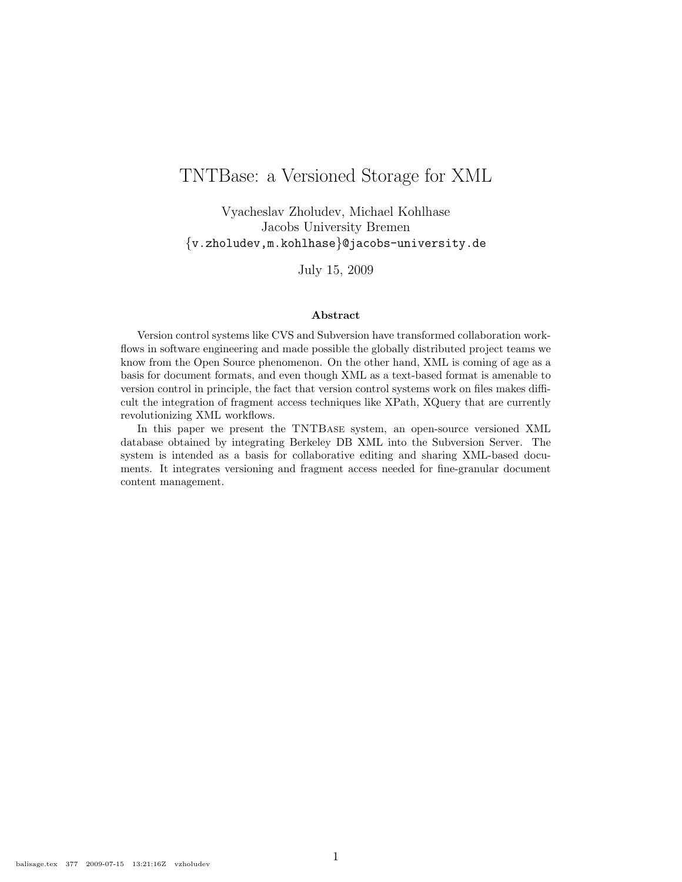# TNTBase: a Versioned Storage for XML

Vyacheslav Zholudev, Michael Kohlhase
Jacobs University Bremen
{v.zholudev,m.kohlhase}@jacobs-university.de

July 15, 2009

### Abstract

Version control systems like CVS and Subversion have transformed collaboration workflows in software engineering and made possible the globally distributed project teams we know from the Open Source phenomenon. On the other hand, XML is coming of age as a basis for document formats, and even though XML as a text-based format is amenable to version control in principle, the fact that version control systems work on files makes difficult the integration of fragment access techniques like XPath, XQuery that are currently revolutionizing XML workflows.

In this paper we present the TNTBase system, an open-source versioned XML database obtained by integrating Berkeley DB XML into the Subversion Server. The system is intended as a basis for collaborative editing and sharing XML-based documents. It integrates versioning and fragment access needed for fine-granular document content management.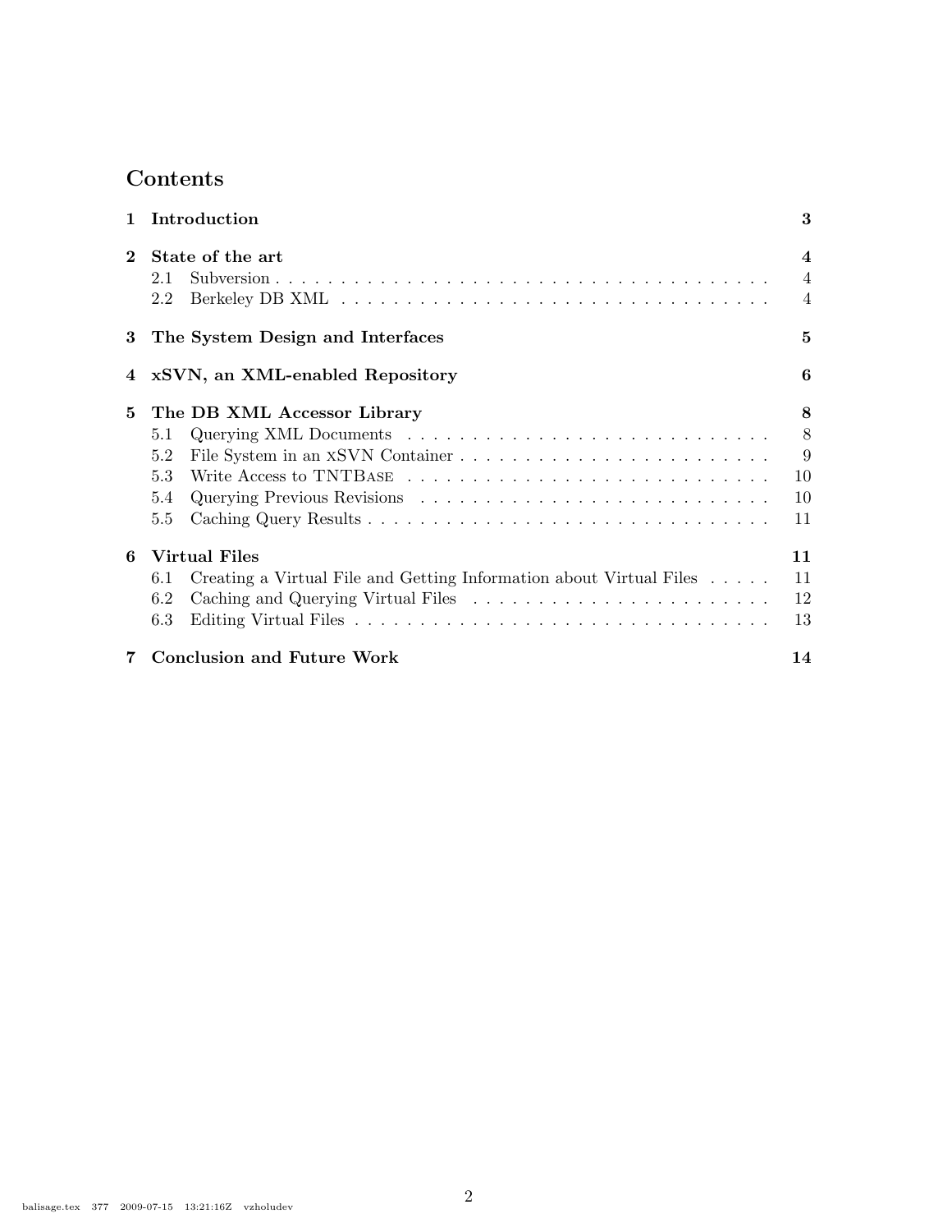# Contents

**1 Introduction** **3**

**2 State of the art** **4**

- 2.1 Subversion . . . . . . . . . . . . . . . . . . . . . . . . . . . . . . . . . . . . . . . . 4
- 2.2 Berkeley DB XML . . . . . . . . . . . . . . . . . . . . . . . . . . . . . . . . . . . 4

**3 The System Design and Interfaces** **5**

**4 xSVN, an XML-enabled Repository** **6**

**5 The DB XML Accessor Library** **8**

- 5.1 Querying XML Documents . . . . . . . . . . . . . . . . . . . . . . . . . . . . . 8
- 5.2 File System in an xSVN Container . . . . . . . . . . . . . . . . . . . . . . . . 9
- 5.3 Write Access to TNTBase . . . . . . . . . . . . . . . . . . . . . . . . . . . . . 10
- 5.4 Querying Previous Revisions . . . . . . . . . . . . . . . . . . . . . . . . . . . 10
- 5.5 Caching Query Results . . . . . . . . . . . . . . . . . . . . . . . . . . . . . . . 11

**6 Virtual Files** **11**

- 6.1 Creating a Virtual File and Getting Information about Virtual Files . . . . . 11
- 6.2 Caching and Querying Virtual Files . . . . . . . . . . . . . . . . . . . . . . . 12
- 6.3 Editing Virtual Files . . . . . . . . . . . . . . . . . . . . . . . . . . . . . . . . . 13

**7 Conclusion and Future Work** **14**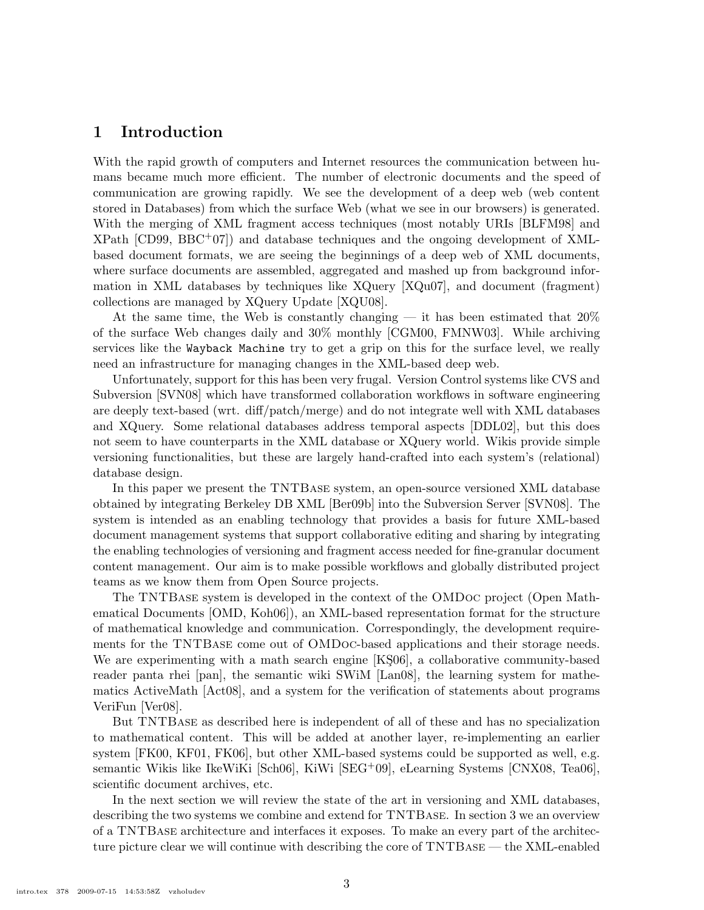# 1 Introduction

With the rapid growth of computers and Internet resources the communication between humans became much more efficient. The number of electronic documents and the speed of communication are growing rapidly. We see the development of a deep web (web content stored in Databases) from which the surface Web (what we see in our browsers) is generated. With the merging of XML fragment access techniques (most notably URIs [BLFM98] and XPath [CD99, BBC+07]) and database techniques and the ongoing development of XML-based document formats, we are seeing the beginnings of a deep web of XML documents, where surface documents are assembled, aggregated and mashed up from background information in XML databases by techniques like XQuery [XQu07], and document (fragment) collections are managed by XQuery Update [XQU08].

At the same time, the Web is constantly changing — it has been estimated that 20% of the surface Web changes daily and 30% monthly [CGM00, FMNW03]. While archiving services like the `Wayback Machine` try to get a grip on this for the surface level, we really need an infrastructure for managing changes in the XML-based deep web.

Unfortunately, support for this has been very frugal. Version Control systems like CVS and Subversion [SVN08] which have transformed collaboration workflows in software engineering are deeply text-based (wrt. diff/patch/merge) and do not integrate well with XML databases and XQuery. Some relational databases address temporal aspects [DDL02], but this does not seem to have counterparts in the XML database or XQuery world. Wikis provide simple versioning functionalities, but these are largely hand-crafted into each system's (relational) database design.

In this paper we present the TNTBase system, an open-source versioned XML database obtained by integrating Berkeley DB XML [Ber09b] into the Subversion Server [SVN08]. The system is intended as an enabling technology that provides a basis for future XML-based document management systems that support collaborative editing and sharing by integrating the enabling technologies of versioning and fragment access needed for fine-granular document content management. Our aim is to make possible workflows and globally distributed project teams as we know them from Open Source projects.

The TNTBase system is developed in the context of the OMDoc project (Open Mathematical Documents [OMD, Koh06]), an XML-based representation format for the structure of mathematical knowledge and communication. Correspondingly, the development requirements for the TNTBase come out of OMDoc-based applications and their storage needs. We are experimenting with a math search engine [KŞ06], a collaborative community-based reader panta rhei [pan], the semantic wiki SWiM [Lan08], the learning system for mathematics ActiveMath [Act08], and a system for the verification of statements about programs VeriFun [Ver08].

But TNTBase as described here is independent of all of these and has no specialization to mathematical content. This will be added at another layer, re-implementing an earlier system [FK00, KF01, FK06], but other XML-based systems could be supported as well, e.g. semantic Wikis like IkeWiKi [Sch06], KiWi [SEG+09], eLearning Systems [CNX08, Tea06], scientific document archives, etc.

In the next section we will review the state of the art in versioning and XML databases, describing the two systems we combine and extend for TNTBase. In section 3 we an overview of a TNTBase architecture and interfaces it exposes. To make an every part of the architecture picture clear we will continue with describing the core of TNTBase — the XML-enabled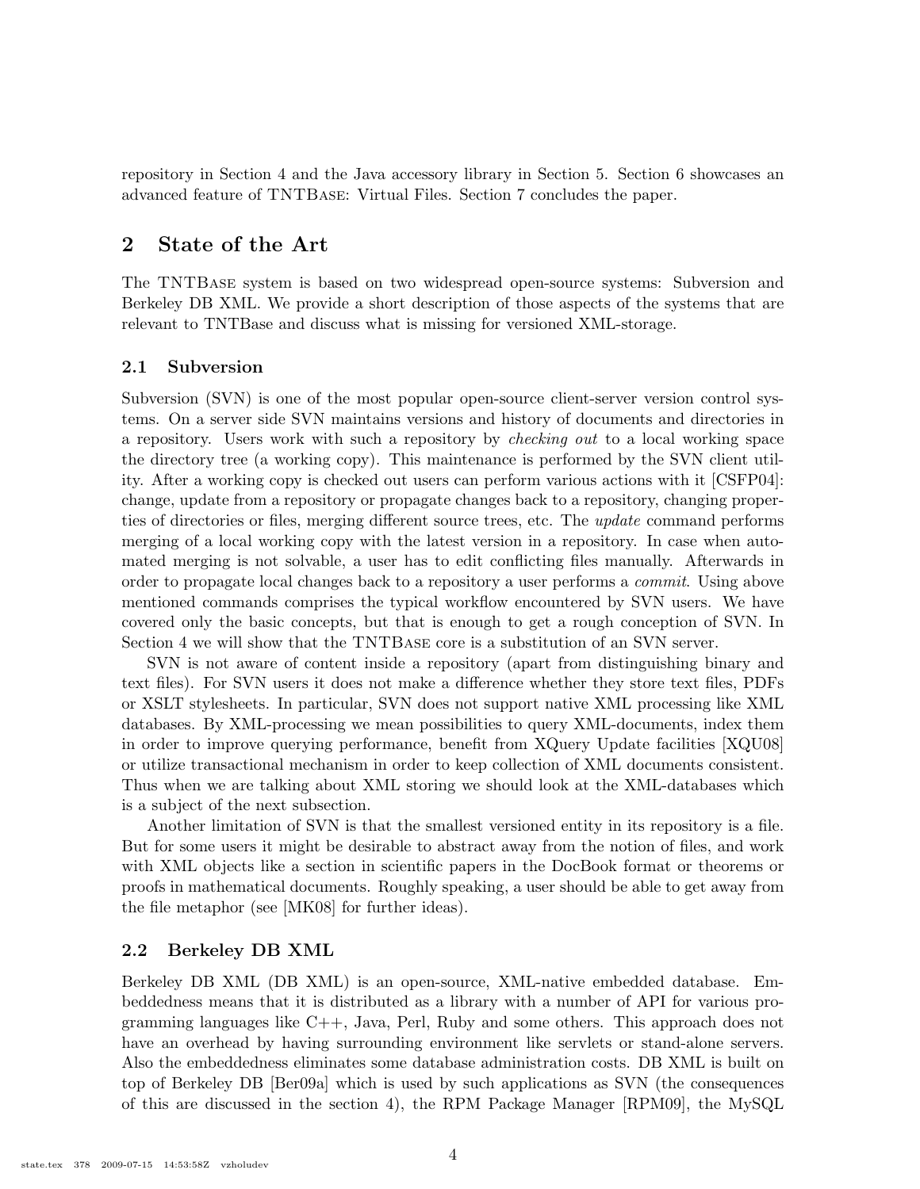repository in Section 4 and the Java accessory library in Section 5. Section 6 showcases an advanced feature of TNTBase: Virtual Files. Section 7 concludes the paper.

## 2 State of the Art

The TNTBase system is based on two widespread open-source systems: Subversion and Berkeley DB XML. We provide a short description of those aspects of the systems that are relevant to TNTBase and discuss what is missing for versioned XML-storage.

### 2.1 Subversion

Subversion (SVN) is one of the most popular open-source client-server version control systems. On a server side SVN maintains versions and history of documents and directories in a repository. Users work with such a repository by *checking out* to a local working space the directory tree (a working copy). This maintenance is performed by the SVN client utility. After a working copy is checked out users can perform various actions with it [CSFP04]: change, update from a repository or propagate changes back to a repository, changing properties of directories or files, merging different source trees, etc. The *update* command performs merging of a local working copy with the latest version in a repository. In case when automated merging is not solvable, a user has to edit conflicting files manually. Afterwards in order to propagate local changes back to a repository a user performs a *commit*. Using above mentioned commands comprises the typical workflow encountered by SVN users. We have covered only the basic concepts, but that is enough to get a rough conception of SVN. In Section 4 we will show that the TNTBase core is a substitution of an SVN server.

SVN is not aware of content inside a repository (apart from distinguishing binary and text files). For SVN users it does not make a difference whether they store text files, PDFs or XSLT stylesheets. In particular, SVN does not support native XML processing like XML databases. By XML-processing we mean possibilities to query XML-documents, index them in order to improve querying performance, benefit from XQuery Update facilities [XQU08] or utilize transactional mechanism in order to keep collection of XML documents consistent. Thus when we are talking about XML storing we should look at the XML-databases which is a subject of the next subsection.

Another limitation of SVN is that the smallest versioned entity in its repository is a file. But for some users it might be desirable to abstract away from the notion of files, and work with XML objects like a section in scientific papers in the DocBook format or theorems or proofs in mathematical documents. Roughly speaking, a user should be able to get away from the file metaphor (see [MK08] for further ideas).

### 2.2 Berkeley DB XML

Berkeley DB XML (DB XML) is an open-source, XML-native embedded database. Embeddedness means that it is distributed as a library with a number of API for various programming languages like C++, Java, Perl, Ruby and some others. This approach does not have an overhead by having surrounding environment like servlets or stand-alone servers. Also the embeddedness eliminates some database administration costs. DB XML is built on top of Berkeley DB [Ber09a] which is used by such applications as SVN (the consequences of this are discussed in the section 4), the RPM Package Manager [RPM09], the MySQL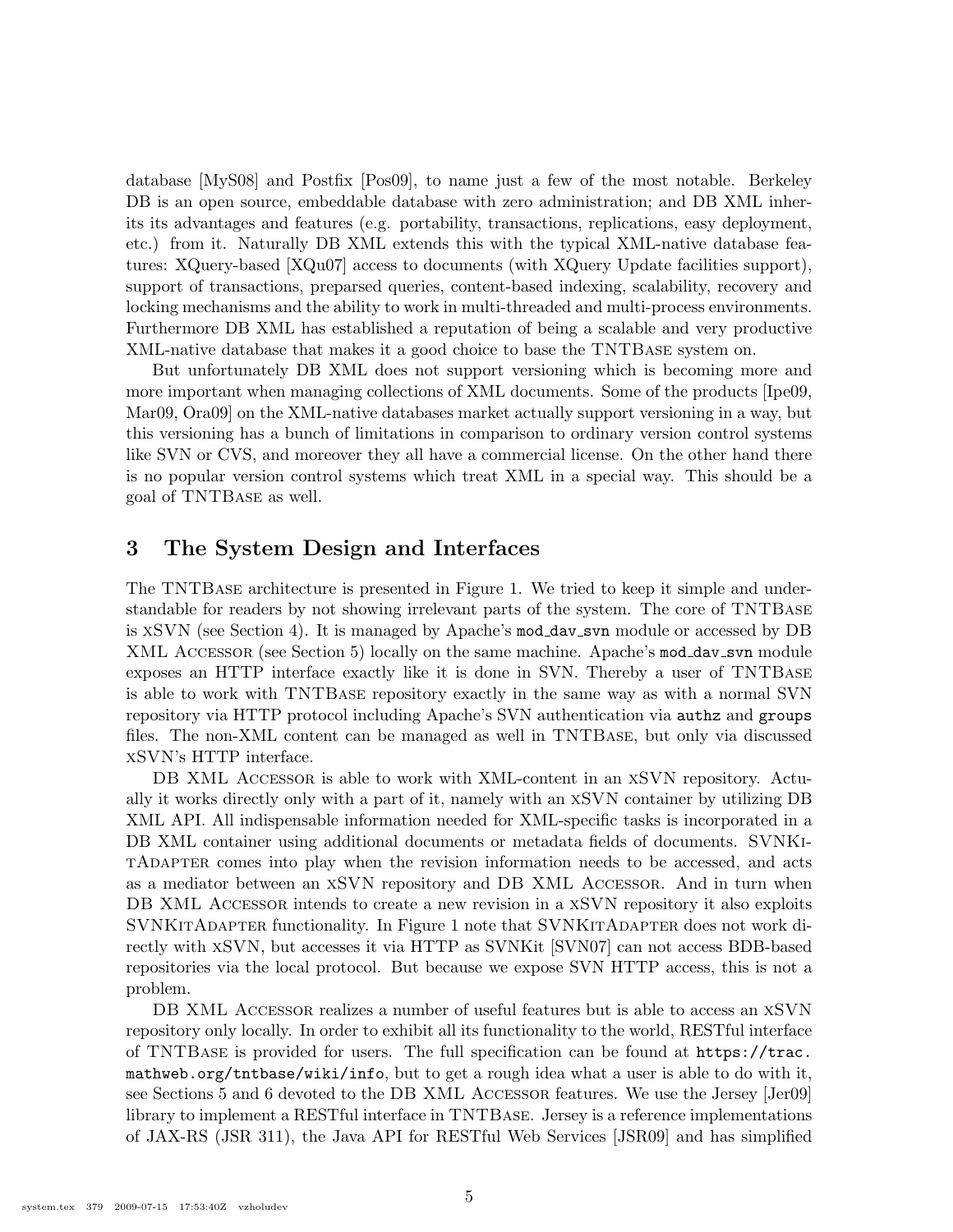database [MyS08] and Postfix [Pos09], to name just a few of the most notable. Berkeley DB is an open source, embeddable database with zero administration; and DB XML inherits its advantages and features (e.g. portability, transactions, replications, easy deployment, etc.) from it. Naturally DB XML extends this with the typical XML-native database features: XQuery-based [XQu07] access to documents (with XQuery Update facilities support), support of transactions, preparsed queries, content-based indexing, scalability, recovery and locking mechanisms and the ability to work in multi-threaded and multi-process environments. Furthermore DB XML has established a reputation of being a scalable and very productive XML-native database that makes it a good choice to base the TNTBase system on.

But unfortunately DB XML does not support versioning which is becoming more and more important when managing collections of XML documents. Some of the products [Ipe09, Mar09, Ora09] on the XML-native databases market actually support versioning in a way, but this versioning has a bunch of limitations in comparison to ordinary version control systems like SVN or CVS, and moreover they all have a commercial license. On the other hand there is no popular version control systems which treat XML in a special way. This should be a goal of TNTBase as well.

## 3 The System Design and Interfaces

The TNTBase architecture is presented in Figure 1. We tried to keep it simple and understandable for readers by not showing irrelevant parts of the system. The core of TNTBase is xSVN (see Section 4). It is managed by Apache's `mod_dav_svn` module or accessed by DB XML Accessor (see Section 5) locally on the same machine. Apache's `mod_dav_svn` module exposes an HTTP interface exactly like it is done in SVN. Thereby a user of TNTBase is able to work with TNTBase repository exactly in the same way as with a normal SVN repository via HTTP protocol including Apache's SVN authentication via `authz` and `groups` files. The non-XML content can be managed as well in TNTBase, but only via discussed xSVN's HTTP interface.

DB XML Accessor is able to work with XML-content in an xSVN repository. Actually it works directly only with a part of it, namely with an xSVN container by utilizing DB XML API. All indispensable information needed for XML-specific tasks is incorporated in a DB XML container using additional documents or metadata fields of documents. SVNKitAdapter comes into play when the revision information needs to be accessed, and acts as a mediator between an xSVN repository and DB XML Accessor. And in turn when DB XML Accessor intends to create a new revision in a xSVN repository it also exploits SVNKitAdapter functionality. In Figure 1 note that SVNKitAdapter does not work directly with xSVN, but accesses it via HTTP as SVNKit [SVN07] can not access BDB-based repositories via the local protocol. But because we expose SVN HTTP access, this is not a problem.

DB XML Accessor realizes a number of useful features but is able to access an xSVN repository only locally. In order to exhibit all its functionality to the world, RESTful interface of TNTBase is provided for users. The full specification can be found at `https://trac.mathweb.org/tntbase/wiki/info`, but to get a rough idea what a user is able to do with it, see Sections 5 and 6 devoted to the DB XML Accessor features. We use the Jersey [Jer09] library to implement a RESTful interface in TNTBase. Jersey is a reference implementations of JAX-RS (JSR 311), the Java API for RESTful Web Services [JSR09] and has simplified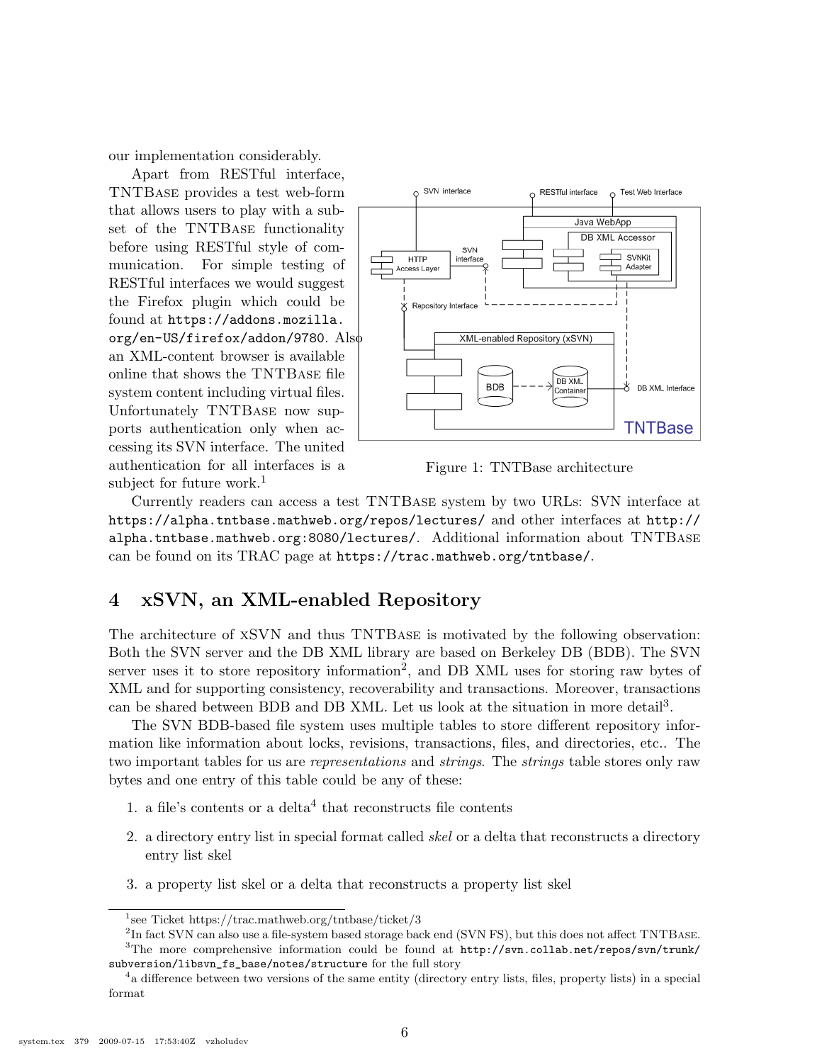our implementation considerably.

Apart from RESTful interface, TNTBase provides a test web-form that allows users to play with a subset of the TNTBase functionality before using RESTful style of communication. For simple testing of RESTful interfaces we would suggest the Firefox plugin which could be found at `https://addons.mozilla.org/en-US/firefox/addon/9780`. Also an XML-content browser is available online that shows the TNTBase file system content including virtual files. Unfortunately TNTBase now supports authentication only when accessing its SVN interface. The united authentication for all interfaces is a subject for future work.[1]

Figure 1: TNTBase architecture

Currently readers can access a test TNTBase system by two URLs: SVN interface at `https://alpha.tntbase.mathweb.org/repos/lectures/` and other interfaces at `http://alpha.tntbase.mathweb.org:8080/lectures/`. Additional information about TNTBase can be found on its TRAC page at `https://trac.mathweb.org/tntbase/`.

## 4 xSVN, an XML-enabled Repository

The architecture of xSVN and thus TNTBase is motivated by the following observation: Both the SVN server and the DB XML library are based on Berkeley DB (BDB). The SVN server uses it to store repository information[2], and DB XML uses for storing raw bytes of XML and for supporting consistency, recoverability and transactions. Moreover, transactions can be shared between BDB and DB XML. Let us look at the situation in more detail[3].

The SVN BDB-based file system uses multiple tables to store different repository information like information about locks, revisions, transactions, files, and directories, etc.. The two important tables for us are *representations* and *strings*. The *strings* table stores only raw bytes and one entry of this table could be any of these:

1. a file's contents or a delta[4] that reconstructs file contents
2. a directory entry list in special format called *skel* or a delta that reconstructs a directory entry list skel
3. a property list skel or a delta that reconstructs a property list skel

---

[1] see Ticket https://trac.mathweb.org/tntbase/ticket/3

[2] In fact SVN can also use a file-system based storage back end (SVN FS), but this does not affect TNTBase.

[3] The more comprehensive information could be found at `http://svn.collab.net/repos/svn/trunk/subversion/libsvn_fs_base/notes/structure` for the full story

[4] a difference between two versions of the same entity (directory entry lists, files, property lists) in a special format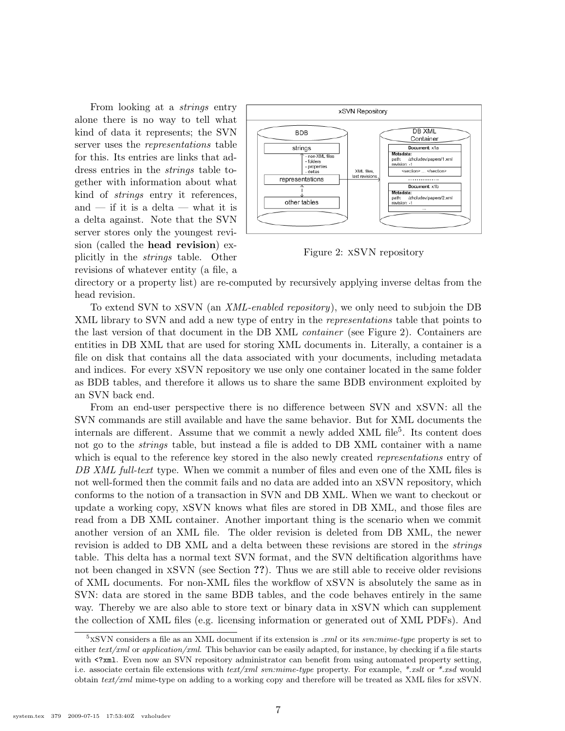From looking at a *strings* entry alone there is no way to tell what kind of data it represents; the SVN server uses the *representations* table for this. Its entries are links that address entries in the *strings* table together with information about what kind of *strings* entry it references, and — if it is a delta — what it is a delta against. Note that the SVN server stores only the youngest revision (called the **head revision**) explicitly in the *strings* table. Other revisions of whatever entity (a file, a directory or a property list) are re-computed by recursively applying inverse deltas from the head revision.

Figure 2: XSVN repository

To extend SVN to XSVN (an *XML-enabled repository*), we only need to subjoin the DB XML library to SVN and add a new type of entry in the *representations* table that points to the last version of that document in the DB XML *container* (see Figure 2). Containers are entities in DB XML that are used for storing XML documents in. Literally, a container is a file on disk that contains all the data associated with your documents, including metadata and indices. For every XSVN repository we use only one container located in the same folder as BDB tables, and therefore it allows us to share the same BDB environment exploited by an SVN back end.

From an end-user perspective there is no difference between SVN and XSVN: all the SVN commands are still available and have the same behavior. But for XML documents the internals are different. Assume that we commit a newly added XML file[5]. Its content does not go to the *strings* table, but instead a file is added to DB XML container with a name which is equal to the reference key stored in the also newly created *representations* entry of *DB XML full-text* type. When we commit a number of files and even one of the XML files is not well-formed then the commit fails and no data are added into an XSVN repository, which conforms to the notion of a transaction in SVN and DB XML. When we want to checkout or update a working copy, XSVN knows what files are stored in DB XML, and those files are read from a DB XML container. Another important thing is the scenario when we commit another version of an XML file. The older revision is deleted from DB XML, the newer revision is added to DB XML and a delta between these revisions are stored in the *strings* table. This delta has a normal text SVN format, and the SVN deltification algorithms have not been changed in XSVN (see Section **??**). Thus we are still able to receive older revisions of XML documents. For non-XML files the workflow of XSVN is absolutely the same as in SVN: data are stored in the same BDB tables, and the code behaves entirely in the same way. Thereby we are also able to store text or binary data in XSVN which can supplement the collection of XML files (e.g. licensing information or generated out of XML PDFs). And

[5] XSVN considers a file as an XML document if its extension is *.xml* or its *svn:mime-type* property is set to either *text/xml* or *application/xml*. This behavior can be easily adapted, for instance, by checking if a file starts with `<?xml`. Even now an SVN repository administrator can benefit from using automated property setting, i.e. associate certain file extensions with *text/xml svn:mime-type* property. For example, *\*.xslt* or *\*.xsd* would obtain *text/xml* mime-type on adding to a working copy and therefore will be treated as XML files for xSVN.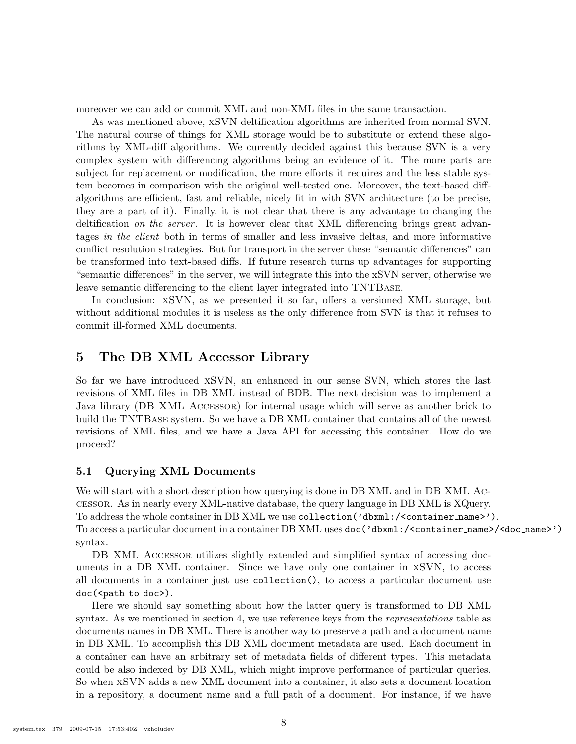moreover we can add or commit XML and non-XML files in the same transaction.

As was mentioned above, xSVN deltification algorithms are inherited from normal SVN. The natural course of things for XML storage would be to substitute or extend these algorithms by XML-diff algorithms. We currently decided against this because SVN is a very complex system with differencing algorithms being an evidence of it. The more parts are subject for replacement or modification, the more efforts it requires and the less stable system becomes in comparison with the original well-tested one. Moreover, the text-based diff-algorithms are efficient, fast and reliable, nicely fit in with SVN architecture (to be precise, they are a part of it). Finally, it is not clear that there is any advantage to changing the deltification *on the server*. It is however clear that XML differencing brings great advantages *in the client* both in terms of smaller and less invasive deltas, and more informative conflict resolution strategies. But for transport in the server these "semantic differences" can be transformed into text-based diffs. If future research turns up advantages for supporting "semantic differences" in the server, we will integrate this into the xSVN server, otherwise we leave semantic differencing to the client layer integrated into TNTBase.

In conclusion: xSVN, as we presented it so far, offers a versioned XML storage, but without additional modules it is useless as the only difference from SVN is that it refuses to commit ill-formed XML documents.

## 5 The DB XML Accessor Library

So far we have introduced xSVN, an enhanced in our sense SVN, which stores the last revisions of XML files in DB XML instead of BDB. The next decision was to implement a Java library (DB XML Accessor) for internal usage which will serve as another brick to build the TNTBase system. So we have a DB XML container that contains all of the newest revisions of XML files, and we have a Java API for accessing this container. How do we proceed?

### 5.1 Querying XML Documents

We will start with a short description how querying is done in DB XML and in DB XML Accessor. As in nearly every XML-native database, the query language in DB XML is XQuery. To address the whole container in DB XML we use `collection('dbxml:/<container_name>')`. To access a particular document in a container DB XML uses `doc('dbxml:/<container_name>/<doc_name>')` syntax.

DB XML Accessor utilizes slightly extended and simplified syntax of accessing documents in a DB XML container. Since we have only one container in xSVN, to access all documents in a container just use `collection()`, to access a particular document use `doc(<path_to_doc>)`.

Here we should say something about how the latter query is transformed to DB XML syntax. As we mentioned in section 4, we use reference keys from the *representations* table as documents names in DB XML. There is another way to preserve a path and a document name in DB XML. To accomplish this DB XML document metadata are used. Each document in a container can have an arbitrary set of metadata fields of different types. This metadata could be also indexed by DB XML, which might improve performance of particular queries. So when xSVN adds a new XML document into a container, it also sets a document location in a repository, a document name and a full path of a document. For instance, if we have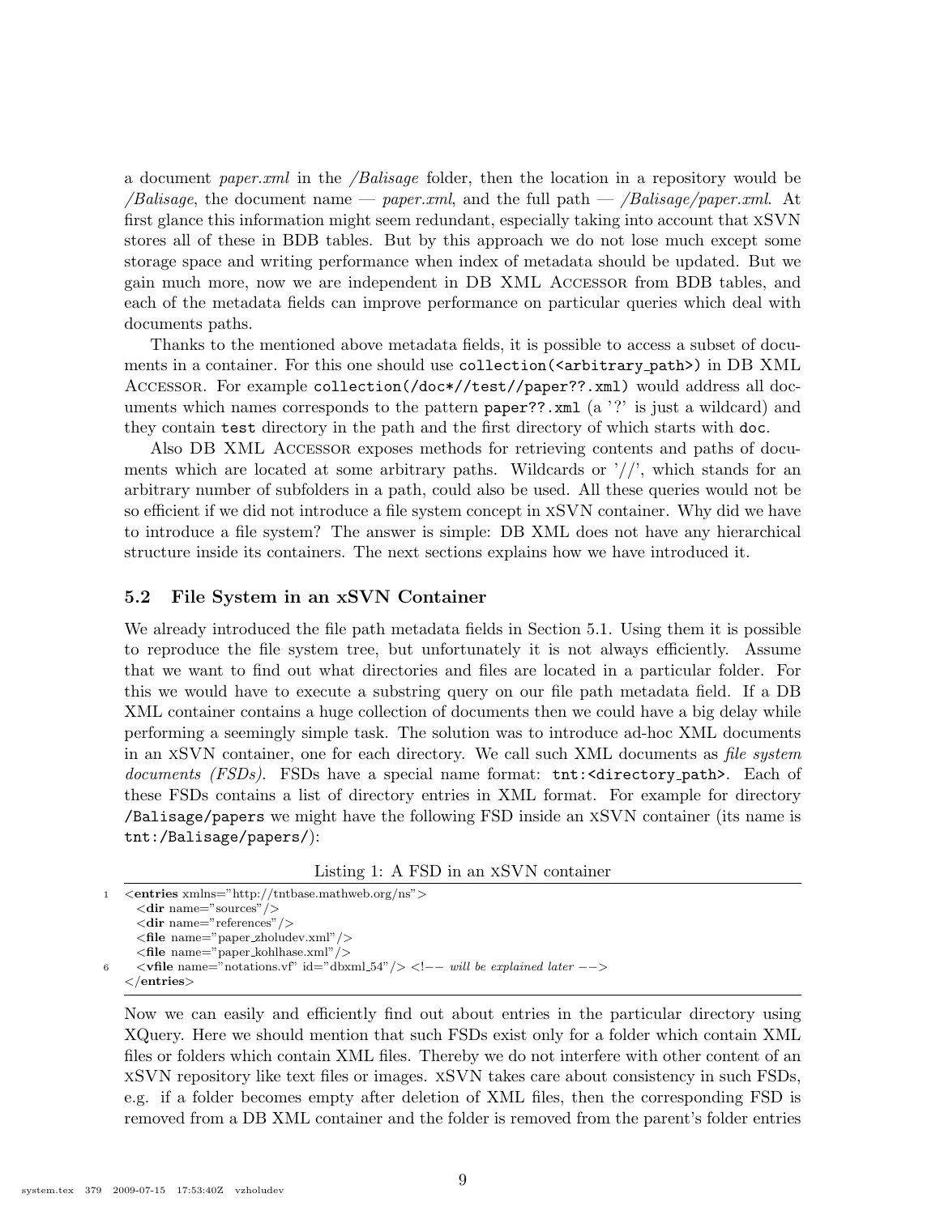a document *paper.xml* in the */Balisage* folder, then the location in a repository would be */Balisage*, the document name — *paper.xml*, and the full path — */Balisage/paper.xml*. At first glance this information might seem redundant, especially taking into account that xSVN stores all of these in BDB tables. But by this approach we do not lose much except some storage space and writing performance when index of metadata should be updated. But we gain much more, now we are independent in DB XML Accessor from BDB tables, and each of the metadata fields can improve performance on particular queries which deal with documents paths.

Thanks to the mentioned above metadata fields, it is possible to access a subset of documents in a container. For this one should use `collection(<arbitrary_path>)` in DB XML Accessor. For example `collection(/doc*//test//paper??.xml)` would address all documents which names corresponds to the pattern `paper??.xml` (a '?' is just a wildcard) and they contain `test` directory in the path and the first directory of which starts with `doc`.

Also DB XML Accessor exposes methods for retrieving contents and paths of documents which are located at some arbitrary paths. Wildcards or '//', which stands for an arbitrary number of subfolders in a path, could also be used. All these queries would not be so efficient if we did not introduce a file system concept in xSVN container. Why did we have to introduce a file system? The answer is simple: DB XML does not have any hierarchical structure inside its containers. The next sections explains how we have introduced it.

### 5.2 File System in an xSVN Container

We already introduced the file path metadata fields in Section 5.1. Using them it is possible to reproduce the file system tree, but unfortunately it is not always efficiently. Assume that we want to find out what directories and files are located in a particular folder. For this we would have to execute a substring query on our file path metadata field. If a DB XML container contains a huge collection of documents then we could have a big delay while performing a seemingly simple task. The solution was to introduce ad-hoc XML documents in an xSVN container, one for each directory. We call such XML documents as *file system documents (FSDs)*. FSDs have a special name format: `tnt:<directory_path>`. Each of these FSDs contains a list of directory entries in XML format. For example for directory `/Balisage/papers` we might have the following FSD inside an xSVN container (its name is `tnt:/Balisage/papers/`):

Listing 1: A FSD in an xSVN container

```
1  <entries xmlns="http://tntbase.mathweb.org/ns">
     <dir name="sources"/>
     <dir name="references"/>
     <file name="paper_zholudev.xml"/>
     <file name="paper_kohlhase.xml"/>
6    <vfile name="notations.vf" id="dbxml_54"/> <!-- will be explained later -->
   </entries>
```

Now we can easily and efficiently find out about entries in the particular directory using XQuery. Here we should mention that such FSDs exist only for a folder which contain XML files or folders which contain XML files. Thereby we do not interfere with other content of an xSVN repository like text files or images. xSVN takes care about consistency in such FSDs, e.g. if a folder becomes empty after deletion of XML files, then the corresponding FSD is removed from a DB XML container and the folder is removed from the parent's folder entries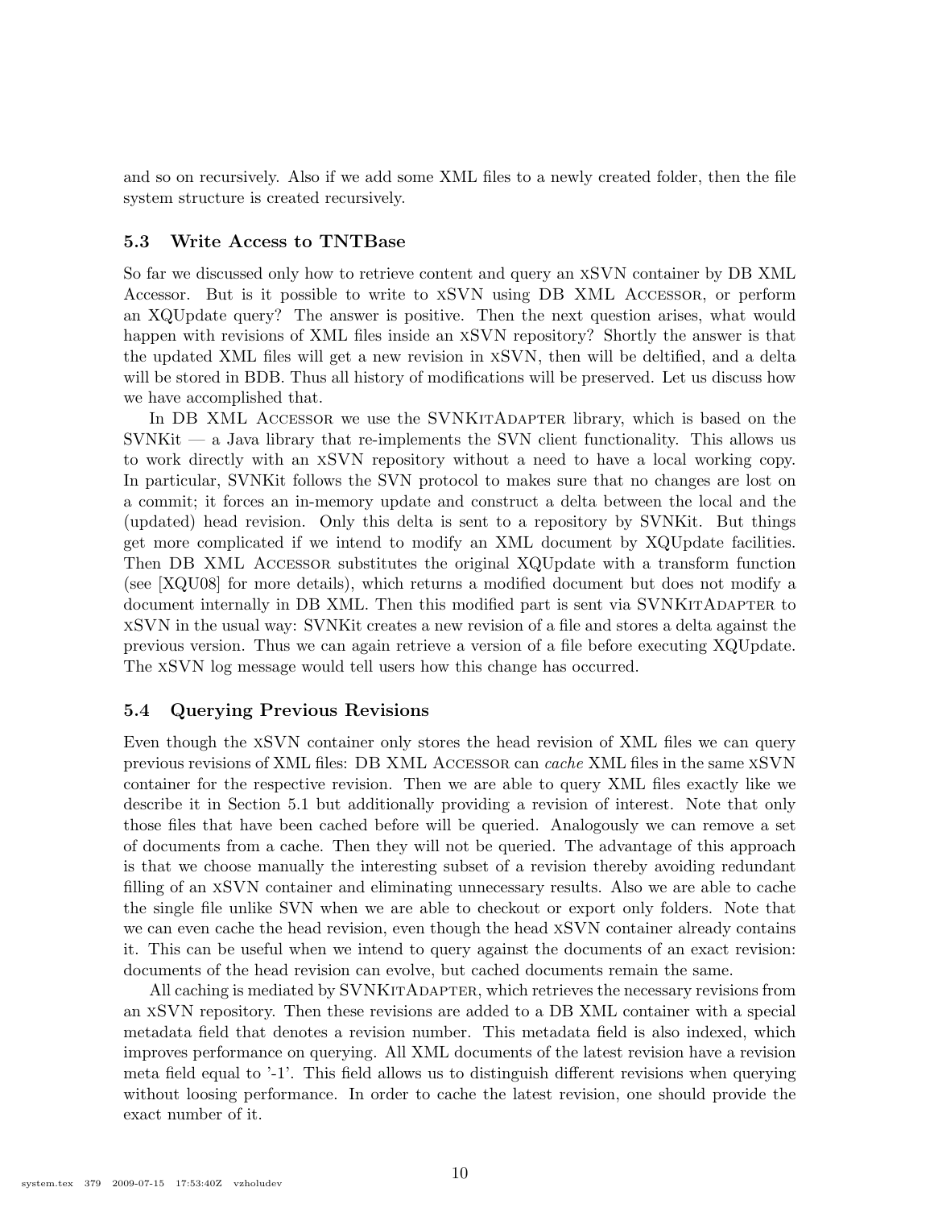and so on recursively. Also if we add some XML files to a newly created folder, then the file system structure is created recursively.

### 5.3 Write Access to TNTBase

So far we discussed only how to retrieve content and query an xSVN container by DB XML Accessor. But is it possible to write to xSVN using DB XML Accessor, or perform an XQUpdate query? The answer is positive. Then the next question arises, what would happen with revisions of XML files inside an xSVN repository? Shortly the answer is that the updated XML files will get a new revision in xSVN, then will be deltified, and a delta will be stored in BDB. Thus all history of modifications will be preserved. Let us discuss how we have accomplished that.

In DB XML Accessor we use the SVNKitAdapter library, which is based on the SVNKit — a Java library that re-implements the SVN client functionality. This allows us to work directly with an xSVN repository without a need to have a local working copy. In particular, SVNKit follows the SVN protocol to makes sure that no changes are lost on a commit; it forces an in-memory update and construct a delta between the local and the (updated) head revision. Only this delta is sent to a repository by SVNKit. But things get more complicated if we intend to modify an XML document by XQUpdate facilities. Then DB XML Accessor substitutes the original XQUpdate with a transform function (see [XQU08] for more details), which returns a modified document but does not modify a document internally in DB XML. Then this modified part is sent via SVNKitAdapter to xSVN in the usual way: SVNKit creates a new revision of a file and stores a delta against the previous version. Thus we can again retrieve a version of a file before executing XQUpdate. The xSVN log message would tell users how this change has occurred.

### 5.4 Querying Previous Revisions

Even though the xSVN container only stores the head revision of XML files we can query previous revisions of XML files: DB XML Accessor can *cache* XML files in the same xSVN container for the respective revision. Then we are able to query XML files exactly like we describe it in Section 5.1 but additionally providing a revision of interest. Note that only those files that have been cached before will be queried. Analogously we can remove a set of documents from a cache. Then they will not be queried. The advantage of this approach is that we choose manually the interesting subset of a revision thereby avoiding redundant filling of an xSVN container and eliminating unnecessary results. Also we are able to cache the single file unlike SVN when we are able to checkout or export only folders. Note that we can even cache the head revision, even though the head xSVN container already contains it. This can be useful when we intend to query against the documents of an exact revision: documents of the head revision can evolve, but cached documents remain the same.

All caching is mediated by SVNKitAdapter, which retrieves the necessary revisions from an xSVN repository. Then these revisions are added to a DB XML container with a special metadata field that denotes a revision number. This metadata field is also indexed, which improves performance on querying. All XML documents of the latest revision have a revision meta field equal to '-1'. This field allows us to distinguish different revisions when querying without loosing performance. In order to cache the latest revision, one should provide the exact number of it.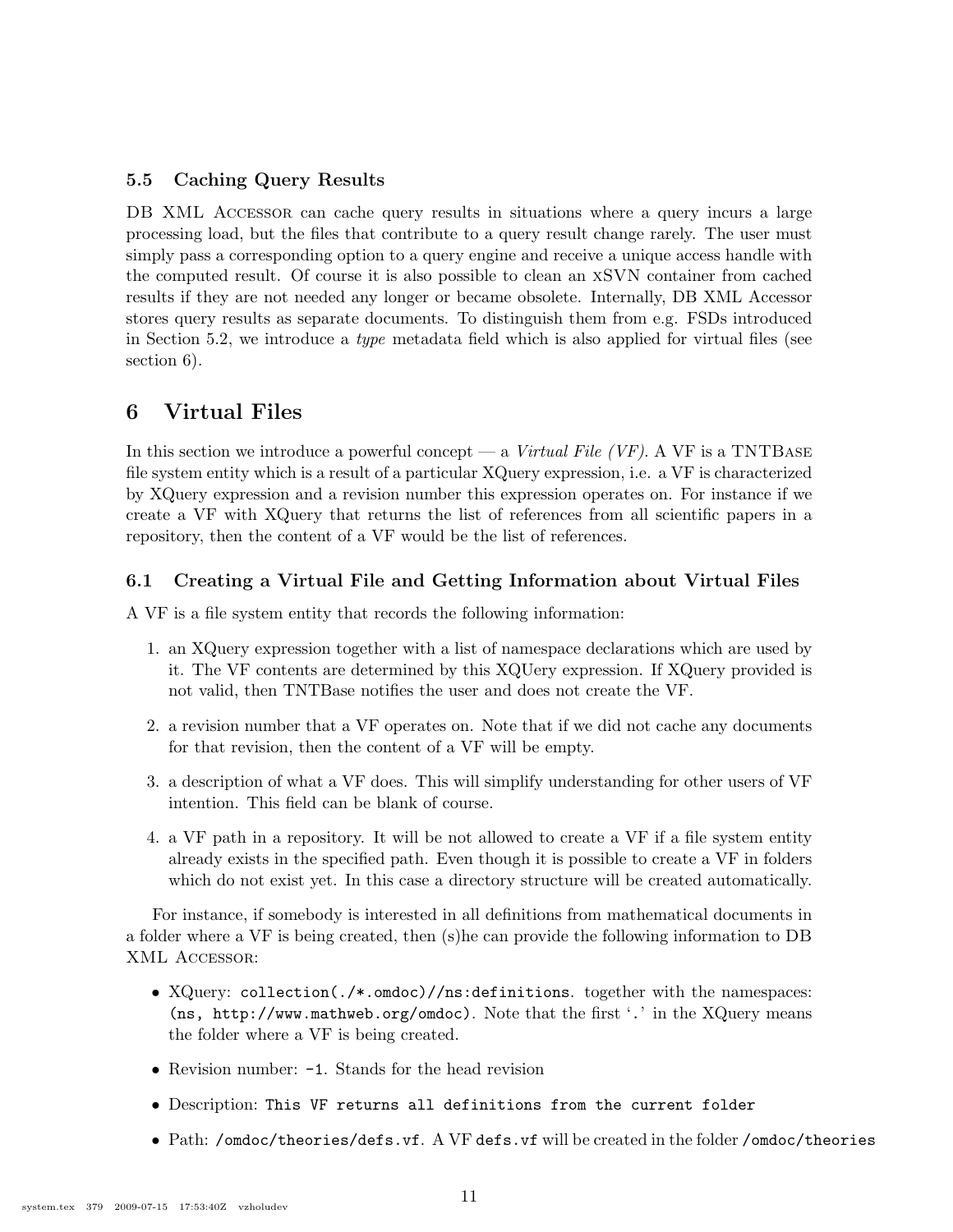### 5.5 Caching Query Results

DB XML Accessor can cache query results in situations where a query incurs a large processing load, but the files that contribute to a query result change rarely. The user must simply pass a corresponding option to a query engine and receive a unique access handle with the computed result. Of course it is also possible to clean an xSVN container from cached results if they are not needed any longer or became obsolete. Internally, DB XML Accessor stores query results as separate documents. To distinguish them from e.g. FSDs introduced in Section 5.2, we introduce a *type* metadata field which is also applied for virtual files (see section 6).

## 6 Virtual Files

In this section we introduce a powerful concept — a *Virtual File (VF)*. A VF is a TNTBase file system entity which is a result of a particular XQuery expression, i.e. a VF is characterized by XQuery expression and a revision number this expression operates on. For instance if we create a VF with XQuery that returns the list of references from all scientific papers in a repository, then the content of a VF would be the list of references.

### 6.1 Creating a Virtual File and Getting Information about Virtual Files

A VF is a file system entity that records the following information:

1. an XQuery expression together with a list of namespace declarations which are used by it. The VF contents are determined by this XQUery expression. If XQuery provided is not valid, then TNTBase notifies the user and does not create the VF.
2. a revision number that a VF operates on. Note that if we did not cache any documents for that revision, then the content of a VF will be empty.
3. a description of what a VF does. This will simplify understanding for other users of VF intention. This field can be blank of course.
4. a VF path in a repository. It will be not allowed to create a VF if a file system entity already exists in the specified path. Even though it is possible to create a VF in folders which do not exist yet. In this case a directory structure will be created automatically.

For instance, if somebody is interested in all definitions from mathematical documents in a folder where a VF is being created, then (s)he can provide the following information to DB XML Accessor:

- XQuery: `collection(./*.omdoc)//ns:definitions`. together with the namespaces: `(ns, http://www.mathweb.org/omdoc)`. Note that the first '`.`' in the XQuery means the folder where a VF is being created.
- Revision number: `-1`. Stands for the head revision
- Description: `This VF returns all definitions from the current folder`
- Path: `/omdoc/theories/defs.vf`. A VF `defs.vf` will be created in the folder `/omdoc/theories`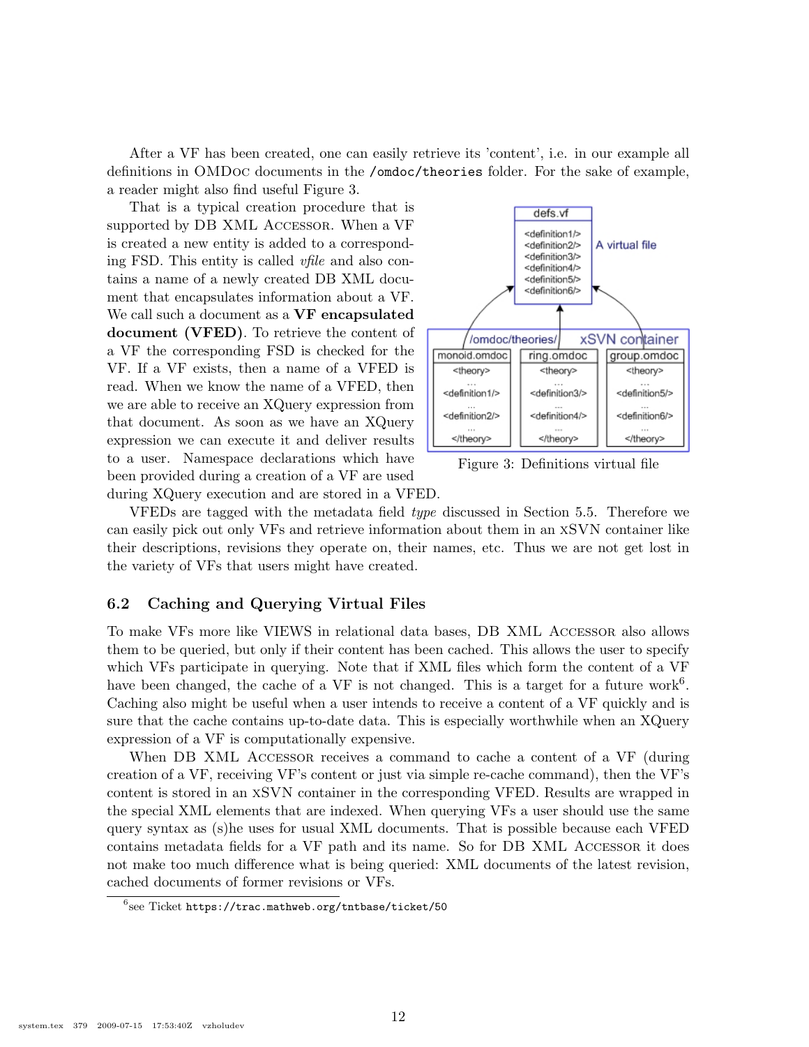After a VF has been created, one can easily retrieve its 'content', i.e. in our example all definitions in OMDoc documents in the `/omdoc/theories` folder. For the sake of example, a reader might also find useful Figure 3.

That is a typical creation procedure that is supported by DB XML Accessor. When a VF is created a new entity is added to a corresponding FSD. This entity is called *vfile* and also contains a name of a newly created DB XML document that encapsulates information about a VF. We call such a document as a **VF encapsulated document (VFED)**. To retrieve the content of a VF the corresponding FSD is checked for the VF. If a VF exists, then a name of a VFED is read. When we know the name of a VFED, then we are able to receive an XQuery expression from that document. As soon as we have an XQuery expression we can execute it and deliver results to a user. Namespace declarations which have been provided during a creation of a VF are used during XQuery execution and are stored in a VFED.

Figure 3: Definitions virtual file

VFEDs are tagged with the metadata field *type* discussed in Section 5.5. Therefore we can easily pick out only VFs and retrieve information about them in an xSVN container like their descriptions, revisions they operate on, their names, etc. Thus we are not get lost in the variety of VFs that users might have created.

### 6.2 Caching and Querying Virtual Files

To make VFs more like VIEWS in relational data bases, DB XML Accessor also allows them to be queried, but only if their content has been cached. This allows the user to specify which VFs participate in querying. Note that if XML files which form the content of a VF have been changed, the cache of a VF is not changed. This is a target for a future work[6]. Caching also might be useful when a user intends to receive a content of a VF quickly and is sure that the cache contains up-to-date data. This is especially worthwhile when an XQuery expression of a VF is computationally expensive.

When DB XML Accessor receives a command to cache a content of a VF (during creation of a VF, receiving VF's content or just via simple re-cache command), then the VF's content is stored in an xSVN container in the corresponding VFED. Results are wrapped in the special XML elements that are indexed. When querying VFs a user should use the same query syntax as (s)he uses for usual XML documents. That is possible because each VFED contains metadata fields for a VF path and its name. So for DB XML Accessor it does not make too much difference what is being queried: XML documents of the latest revision, cached documents of former revisions or VFs.

[6] see Ticket `https://trac.mathweb.org/tntbase/ticket/50`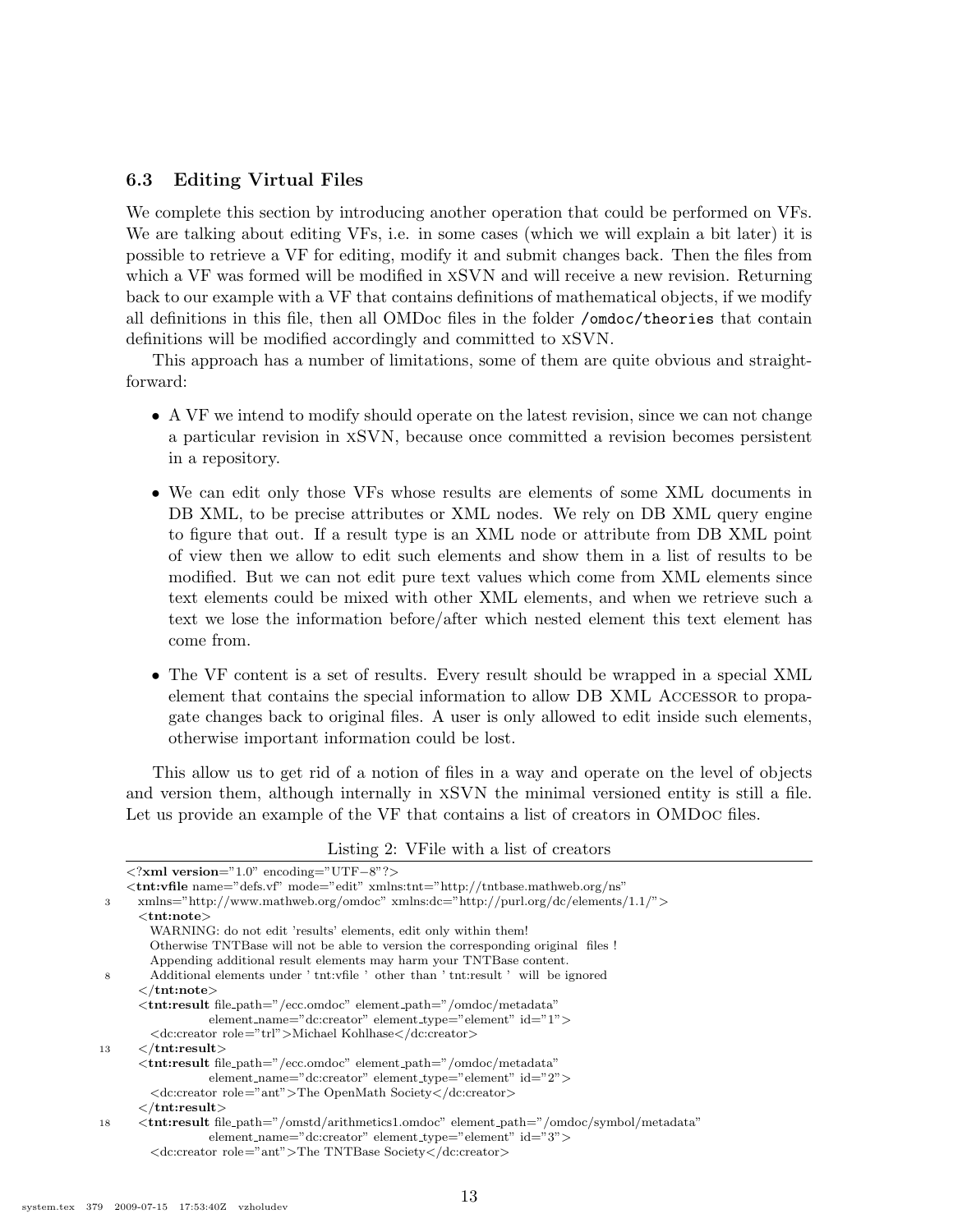### 6.3 Editing Virtual Files

We complete this section by introducing another operation that could be performed on VFs. We are talking about editing VFs, i.e. in some cases (which we will explain a bit later) it is possible to retrieve a VF for editing, modify it and submit changes back. Then the files from which a VF was formed will be modified in xSVN and will receive a new revision. Returning back to our example with a VF that contains definitions of mathematical objects, if we modify all definitions in this file, then all OMDoc files in the folder `/omdoc/theories` that contain definitions will be modified accordingly and committed to xSVN.

This approach has a number of limitations, some of them are quite obvious and straightforward:

- A VF we intend to modify should operate on the latest revision, since we can not change a particular revision in xSVN, because once committed a revision becomes persistent in a repository.
- We can edit only those VFs whose results are elements of some XML documents in DB XML, to be precise attributes or XML nodes. We rely on DB XML query engine to figure that out. If a result type is an XML node or attribute from DB XML point of view then we allow to edit such elements and show them in a list of results to be modified. But we can not edit pure text values which come from XML elements since text elements could be mixed with other XML elements, and when we retrieve such a text we lose the information before/after which nested element this text element has come from.
- The VF content is a set of results. Every result should be wrapped in a special XML element that contains the special information to allow DB XML Accessor to propagate changes back to original files. A user is only allowed to edit inside such elements, otherwise important information could be lost.

This allow us to get rid of a notion of files in a way and operate on the level of objects and version them, although internally in xSVN the minimal versioned entity is still a file. Let us provide an example of the VF that contains a list of creators in OMDoc files.

Listing 2: VFile with a list of creators

```
<?xml version="1.0" encoding="UTF-8"?>
<tnt:vfile name="defs.vf" mode="edit" xmlns:tnt="http://tntbase.mathweb.org/ns"
  xmlns="http://www.mathweb.org/omdoc" xmlns:dc="http://purl.org/dc/elements/1.1/">
  <tnt:note>
    WARNING: do not edit 'results' elements, edit only within them!
    Otherwise TNTBase will not be able to version the corresponding original files !
    Appending additional result elements may harm your TNTBase content.
    Additional elements under ' tnt:vfile ' other than ' tnt:result ' will be ignored
  </tnt:note>
  <tnt:result file_path="/ecc.omdoc" element_path="/omdoc/metadata"
          element_name="dc:creator" element_type="element" id="1">
    <dc:creator role="trl">Michael Kohlhase</dc:creator>
  </tnt:result>
  <tnt:result file_path="/ecc.omdoc" element_path="/omdoc/metadata"
          element_name="dc:creator" element_type="element" id="2">
    <dc:creator role="ant">The OpenMath Society</dc:creator>
  </tnt:result>
  <tnt:result file_path="/omstd/arithmetics1.omdoc" element_path="/omdoc/symbol/metadata"
          element_name="dc:creator" element_type="element" id="3">
    <dc:creator role="ant">The TNTBase Society</dc:creator>
```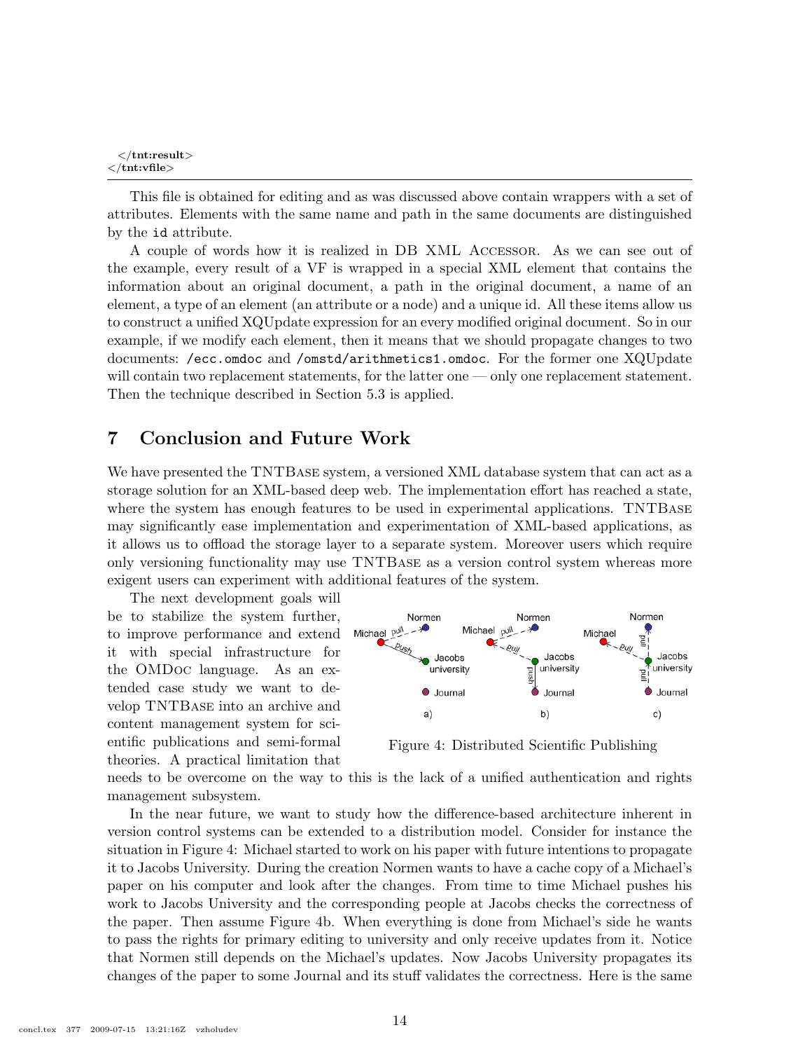```
  </tnt:result>
</tnt:vfile>
```

This file is obtained for editing and as was discussed above contain wrappers with a set of attributes. Elements with the same name and path in the same documents are distinguished by the `id` attribute.

A couple of words how it is realized in DB XML Accessor. As we can see out of the example, every result of a VF is wrapped in a special XML element that contains the information about an original document, a path in the original document, a name of an element, a type of an element (an attribute or a node) and a unique id. All these items allow us to construct a unified XQUpdate expression for an every modified original document. So in our example, if we modify each element, then it means that we should propagate changes to two documents: `/ecc.omdoc` and `/omstd/arithmetics1.omdoc`. For the former one XQUpdate will contain two replacement statements, for the latter one — only one replacement statement. Then the technique described in Section 5.3 is applied.

## 7 Conclusion and Future Work

We have presented the TNTBase system, a versioned XML database system that can act as a storage solution for an XML-based deep web. The implementation effort has reached a state, where the system has enough features to be used in experimental applications. TNTBase may significantly ease implementation and experimentation of XML-based applications, as it allows us to offload the storage layer to a separate system. Moreover users which require only versioning functionality may use TNTBase as a version control system whereas more exigent users can experiment with additional features of the system.

The next development goals will be to stabilize the system further, to improve performance and extend it with special infrastructure for the OMDoc language. As an extended case study we want to develop TNTBase into an archive and content management system for scientific publications and semi-formal theories. A practical limitation that needs to be overcome on the way to this is the lack of a unified authentication and rights management subsystem.

Figure 4: Distributed Scientific Publishing

In the near future, we want to study how the difference-based architecture inherent in version control systems can be extended to a distribution model. Consider for instance the situation in Figure 4: Michael started to work on his paper with future intentions to propagate it to Jacobs University. During the creation Normen wants to have a cache copy of a Michael's paper on his computer and look after the changes. From time to time Michael pushes his work to Jacobs University and the corresponding people at Jacobs checks the correctness of the paper. Then assume Figure 4b. When everything is done from Michael's side he wants to pass the rights for primary editing to university and only receive updates from it. Notice that Normen still depends on the Michael's updates. Now Jacobs University propagates its changes of the paper to some Journal and its stuff validates the correctness. Here is the same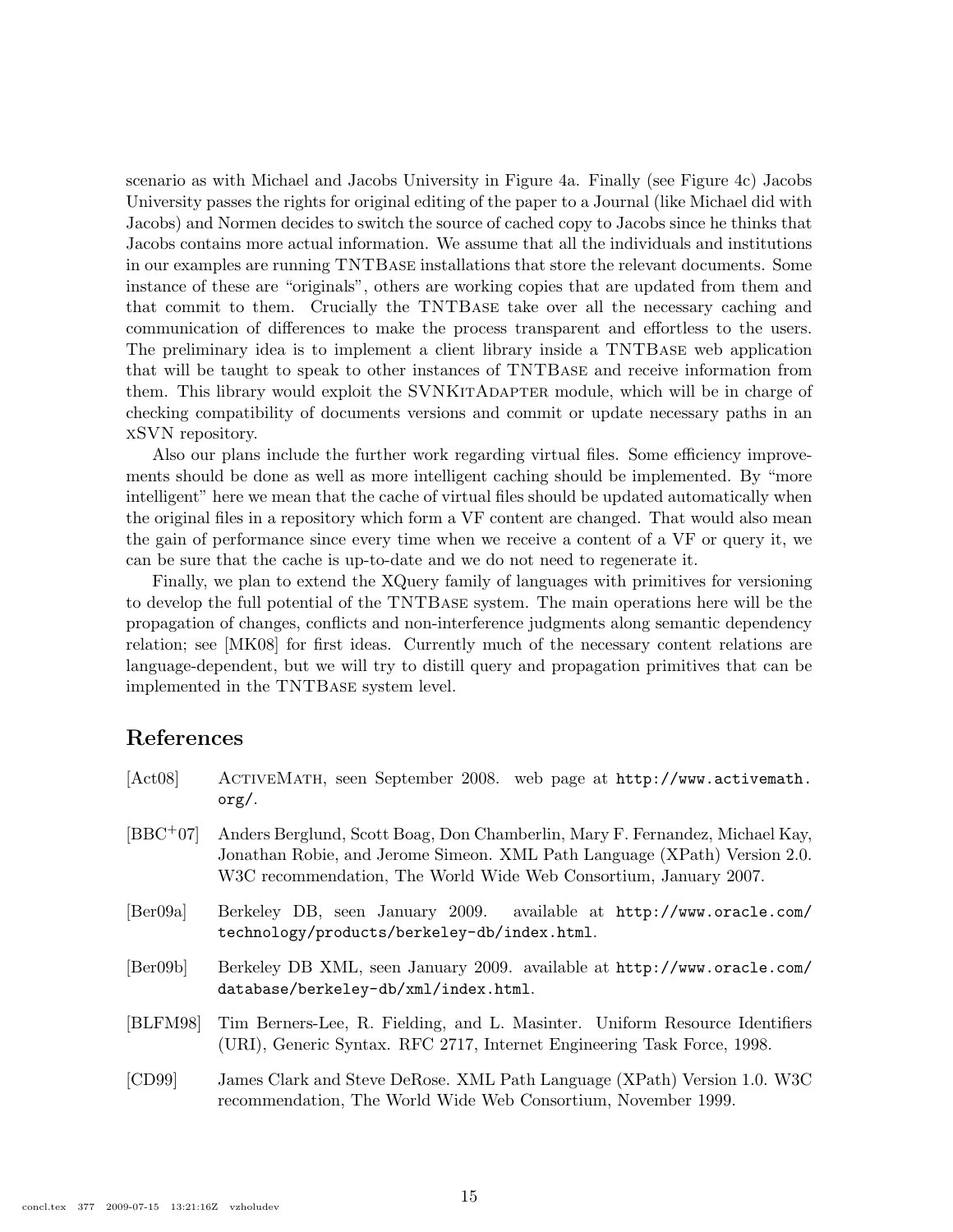scenario as with Michael and Jacobs University in Figure 4a. Finally (see Figure 4c) Jacobs University passes the rights for original editing of the paper to a Journal (like Michael did with Jacobs) and Normen decides to switch the source of cached copy to Jacobs since he thinks that Jacobs contains more actual information. We assume that all the individuals and institutions in our examples are running TNTBase installations that store the relevant documents. Some instance of these are "originals", others are working copies that are updated from them and that commit to them. Crucially the TNTBase take over all the necessary caching and communication of differences to make the process transparent and effortless to the users. The preliminary idea is to implement a client library inside a TNTBase web application that will be taught to speak to other instances of TNTBase and receive information from them. This library would exploit the SVNKitAdapter module, which will be in charge of checking compatibility of documents versions and commit or update necessary paths in an xSVN repository.

Also our plans include the further work regarding virtual files. Some efficiency improvements should be done as well as more intelligent caching should be implemented. By "more intelligent" here we mean that the cache of virtual files should be updated automatically when the original files in a repository which form a VF content are changed. That would also mean the gain of performance since every time when we receive a content of a VF or query it, we can be sure that the cache is up-to-date and we do not need to regenerate it.

Finally, we plan to extend the XQuery family of languages with primitives for versioning to develop the full potential of the TNTBase system. The main operations here will be the propagation of changes, conflicts and non-interference judgments along semantic dependency relation; see [MK08] for first ideas. Currently much of the necessary content relations are language-dependent, but we will try to distill query and propagation primitives that can be implemented in the TNTBase system level.

## References

[Act08] ActiveMath, seen September 2008. web page at `http://www.activemath.org/`.

[BBC+07] Anders Berglund, Scott Boag, Don Chamberlin, Mary F. Fernandez, Michael Kay, Jonathan Robie, and Jerome Simeon. XML Path Language (XPath) Version 2.0. W3C recommendation, The World Wide Web Consortium, January 2007.

[Ber09a] Berkeley DB, seen January 2009. available at `http://www.oracle.com/technology/products/berkeley-db/index.html`.

[Ber09b] Berkeley DB XML, seen January 2009. available at `http://www.oracle.com/database/berkeley-db/xml/index.html`.

[BLFM98] Tim Berners-Lee, R. Fielding, and L. Masinter. Uniform Resource Identifiers (URI), Generic Syntax. RFC 2717, Internet Engineering Task Force, 1998.

[CD99] James Clark and Steve DeRose. XML Path Language (XPath) Version 1.0. W3C recommendation, The World Wide Web Consortium, November 1999.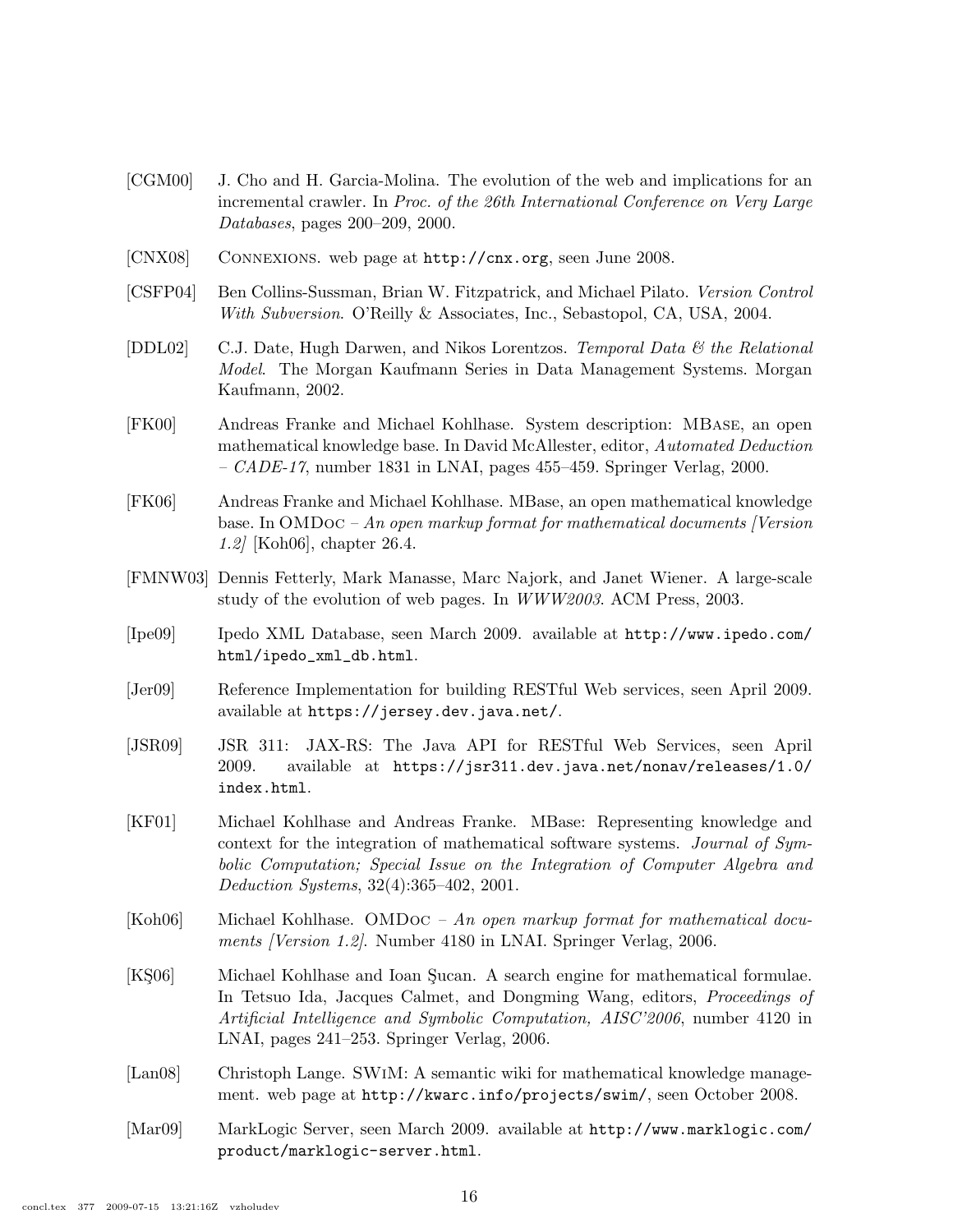[CGM00] J. Cho and H. Garcia-Molina. The evolution of the web and implications for an incremental crawler. In *Proc. of the 26th International Conference on Very Large Databases*, pages 200–209, 2000.

[CNX08] Connexions. web page at http://cnx.org, seen June 2008.

[CSFP04] Ben Collins-Sussman, Brian W. Fitzpatrick, and Michael Pilato. *Version Control With Subversion*. O'Reilly & Associates, Inc., Sebastopol, CA, USA, 2004.

[DDL02] C.J. Date, Hugh Darwen, and Nikos Lorentzos. *Temporal Data & the Relational Model*. The Morgan Kaufmann Series in Data Management Systems. Morgan Kaufmann, 2002.

[FK00] Andreas Franke and Michael Kohlhase. System description: MBase, an open mathematical knowledge base. In David McAllester, editor, *Automated Deduction – CADE-17*, number 1831 in LNAI, pages 455–459. Springer Verlag, 2000.

[FK06] Andreas Franke and Michael Kohlhase. MBase, an open mathematical knowledge base. In OMDoc – *An open markup format for mathematical documents [Version 1.2]* [Koh06], chapter 26.4.

[FMNW03] Dennis Fetterly, Mark Manasse, Marc Najork, and Janet Wiener. A large-scale study of the evolution of web pages. In *WWW2003*. ACM Press, 2003.

[Ipe09] Ipedo XML Database, seen March 2009. available at http://www.ipedo.com/html/ipedo_xml_db.html.

[Jer09] Reference Implementation for building RESTful Web services, seen April 2009. available at https://jersey.dev.java.net/.

[JSR09] JSR 311: JAX-RS: The Java API for RESTful Web Services, seen April 2009. available at https://jsr311.dev.java.net/nonav/releases/1.0/index.html.

[KF01] Michael Kohlhase and Andreas Franke. MBase: Representing knowledge and context for the integration of mathematical software systems. *Journal of Symbolic Computation; Special Issue on the Integration of Computer Algebra and Deduction Systems*, 32(4):365–402, 2001.

[Koh06] Michael Kohlhase. OMDoc – *An open markup format for mathematical documents [Version 1.2]*. Number 4180 in LNAI. Springer Verlag, 2006.

[KŞ06] Michael Kohlhase and Ioan Şucan. A search engine for mathematical formulae. In Tetsuo Ida, Jacques Calmet, and Dongming Wang, editors, *Proceedings of Artificial Intelligence and Symbolic Computation, AISC'2006*, number 4120 in LNAI, pages 241–253. Springer Verlag, 2006.

[Lan08] Christoph Lange. SWiM: A semantic wiki for mathematical knowledge management. web page at http://kwarc.info/projects/swim/, seen October 2008.

[Mar09] MarkLogic Server, seen March 2009. available at http://www.marklogic.com/product/marklogic-server.html.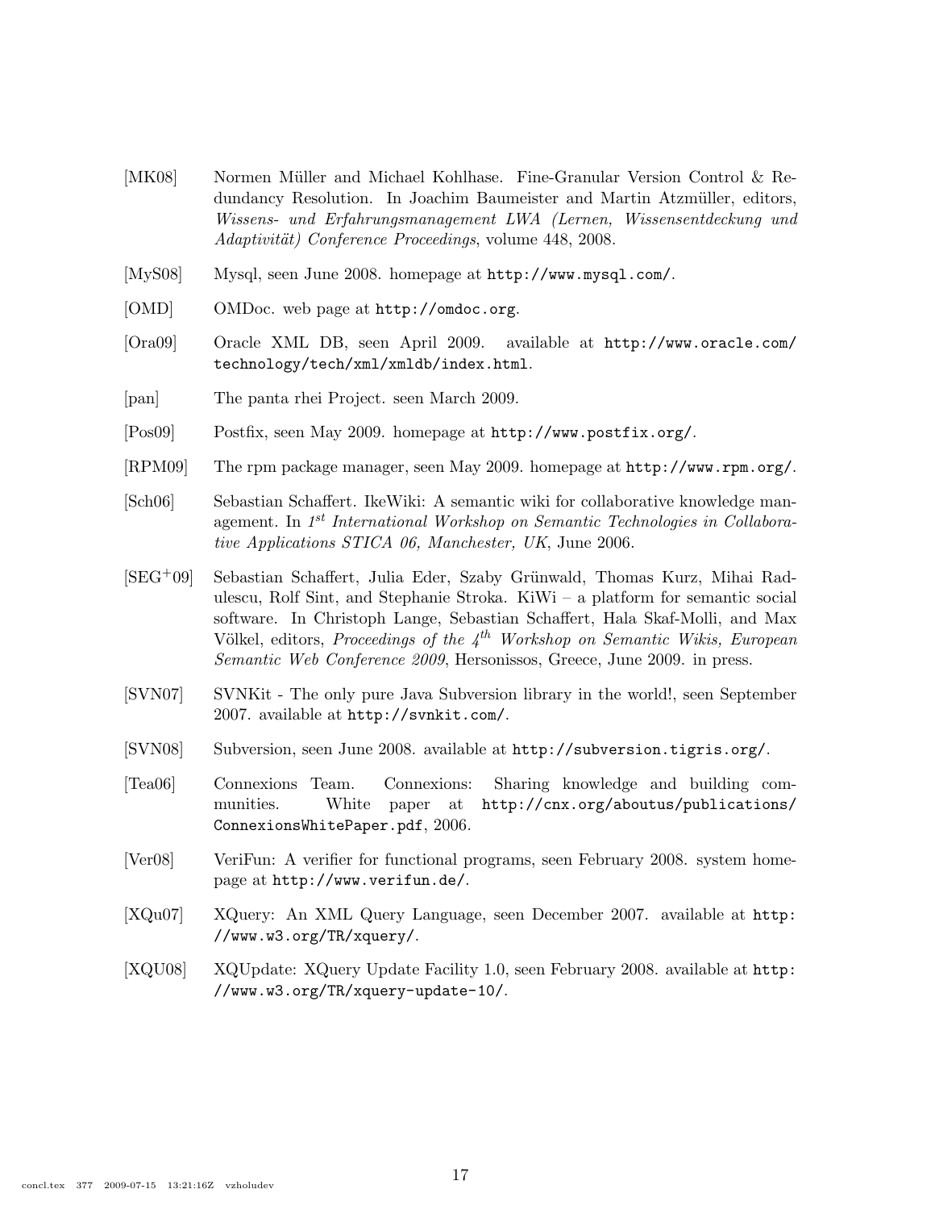[MK08] Normen Müller and Michael Kohlhase. Fine-Granular Version Control & Redundancy Resolution. In Joachim Baumeister and Martin Atzmüller, editors, *Wissens- und Erfahrungsmanagement LWA (Lernen, Wissensentdeckung und Adaptivität) Conference Proceedings*, volume 448, 2008.

[MyS08] Mysql, seen June 2008. homepage at `http://www.mysql.com/`.

[OMD] OMDoc. web page at `http://omdoc.org`.

[Ora09] Oracle XML DB, seen April 2009. available at `http://www.oracle.com/technology/tech/xml/xmldb/index.html`.

[pan] The panta rhei Project. seen March 2009.

[Pos09] Postfix, seen May 2009. homepage at `http://www.postfix.org/`.

[RPM09] The rpm package manager, seen May 2009. homepage at `http://www.rpm.org/`.

[Sch06] Sebastian Schaffert. IkeWiki: A semantic wiki for collaborative knowledge management. In *1st International Workshop on Semantic Technologies in Collaborative Applications STICA 06, Manchester, UK*, June 2006.

[SEG+09] Sebastian Schaffert, Julia Eder, Szaby Grünwald, Thomas Kurz, Mihai Radulescu, Rolf Sint, and Stephanie Stroka. KiWi – a platform for semantic social software. In Christoph Lange, Sebastian Schaffert, Hala Skaf-Molli, and Max Völkel, editors, *Proceedings of the 4th Workshop on Semantic Wikis, European Semantic Web Conference 2009*, Hersonissos, Greece, June 2009. in press.

[SVN07] SVNKit - The only pure Java Subversion library in the world!, seen September 2007. available at `http://svnkit.com/`.

[SVN08] Subversion, seen June 2008. available at `http://subversion.tigris.org/`.

[Tea06] Connexions Team. Connexions: Sharing knowledge and building communities. White paper at `http://cnx.org/aboutus/publications/ConnexionsWhitePaper.pdf`, 2006.

[Ver08] VeriFun: A verifier for functional programs, seen February 2008. system homepage at `http://www.verifun.de/`.

[XQu07] XQuery: An XML Query Language, seen December 2007. available at `http://www.w3.org/TR/xquery/`.

[XQU08] XQUpdate: XQuery Update Facility 1.0, seen February 2008. available at `http://www.w3.org/TR/xquery-update-10/`.